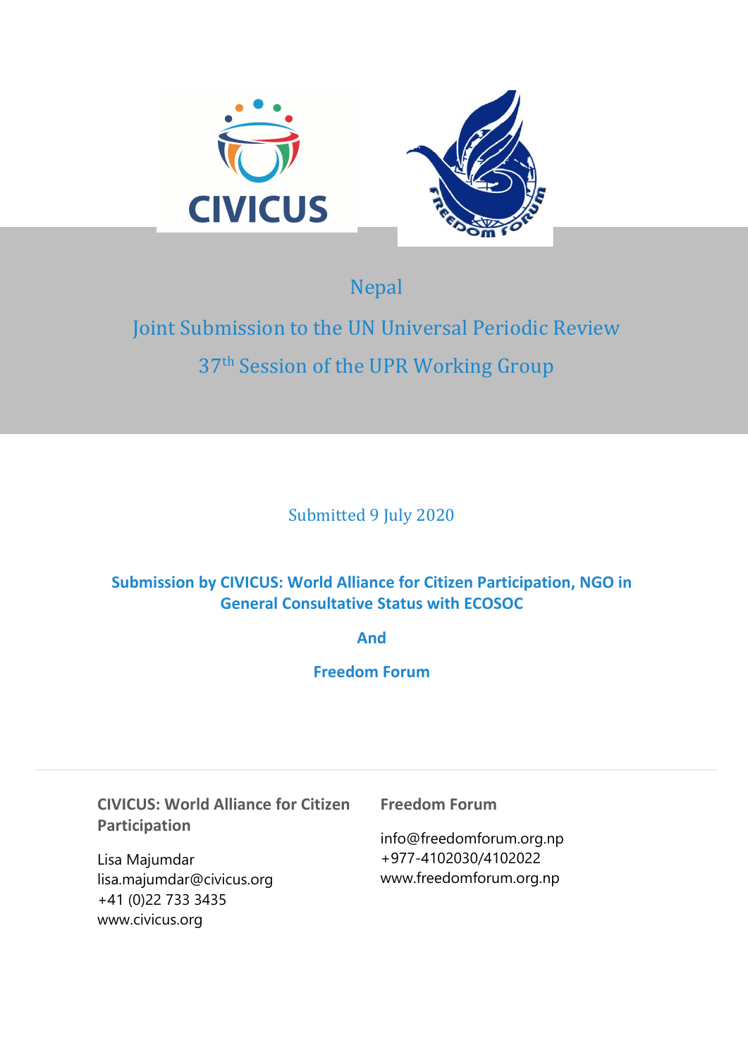# Nepal

## Joint Submission to the UN Universal Periodic Review

## 37th Session of the UPR Working Group

Submitted 9 July 2020

**Submission by CIVICUS: World Alliance for Citizen Participation, NGO in General Consultative Status with ECOSOC**

**And**

**Freedom Forum**

---

**CIVICUS: World Alliance for Citizen Participation**

Lisa Majumdar
lisa.majumdar@civicus.org
+41 (0)22 733 3435
www.civicus.org

**Freedom Forum**

info@freedomforum.org.np
+977-4102030/4102022
www.freedomforum.org.np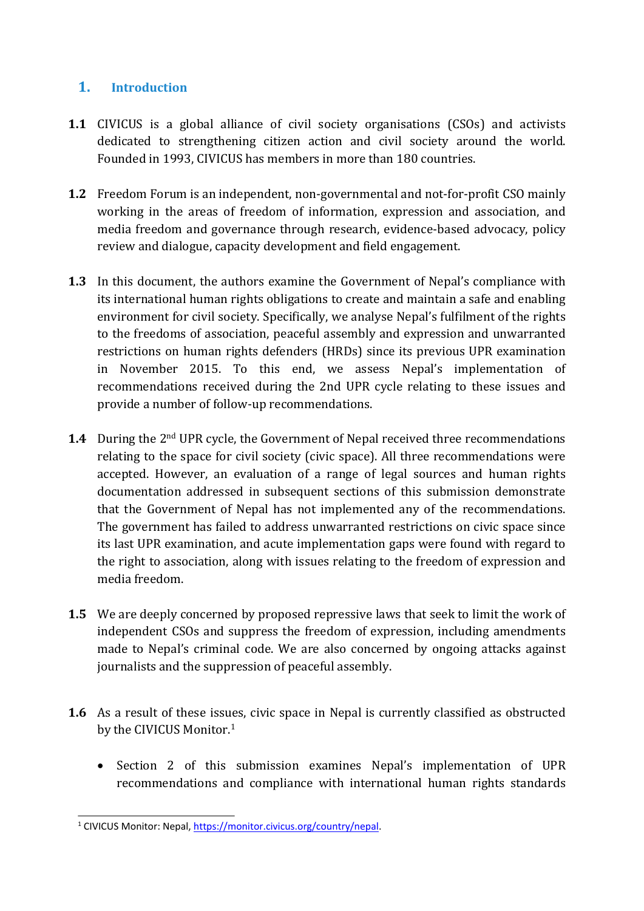## 1. Introduction

**1.1** CIVICUS is a global alliance of civil society organisations (CSOs) and activists dedicated to strengthening citizen action and civil society around the world. Founded in 1993, CIVICUS has members in more than 180 countries.

**1.2** Freedom Forum is an independent, non-governmental and not-for-profit CSO mainly working in the areas of freedom of information, expression and association, and media freedom and governance through research, evidence-based advocacy, policy review and dialogue, capacity development and field engagement.

**1.3** In this document, the authors examine the Government of Nepal's compliance with its international human rights obligations to create and maintain a safe and enabling environment for civil society. Specifically, we analyse Nepal's fulfilment of the rights to the freedoms of association, peaceful assembly and expression and unwarranted restrictions on human rights defenders (HRDs) since its previous UPR examination in November 2015. To this end, we assess Nepal's implementation of recommendations received during the 2nd UPR cycle relating to these issues and provide a number of follow-up recommendations.

**1.4** During the 2nd UPR cycle, the Government of Nepal received three recommendations relating to the space for civil society (civic space). All three recommendations were accepted. However, an evaluation of a range of legal sources and human rights documentation addressed in subsequent sections of this submission demonstrate that the Government of Nepal has not implemented any of the recommendations. The government has failed to address unwarranted restrictions on civic space since its last UPR examination, and acute implementation gaps were found with regard to the right to association, along with issues relating to the freedom of expression and media freedom.

**1.5** We are deeply concerned by proposed repressive laws that seek to limit the work of independent CSOs and suppress the freedom of expression, including amendments made to Nepal's criminal code. We are also concerned by ongoing attacks against journalists and the suppression of peaceful assembly.

**1.6** As a result of these issues, civic space in Nepal is currently classified as obstructed by the CIVICUS Monitor.[1]

- Section 2 of this submission examines Nepal's implementation of UPR recommendations and compliance with international human rights standards

[1] CIVICUS Monitor: Nepal, https://monitor.civicus.org/country/nepal.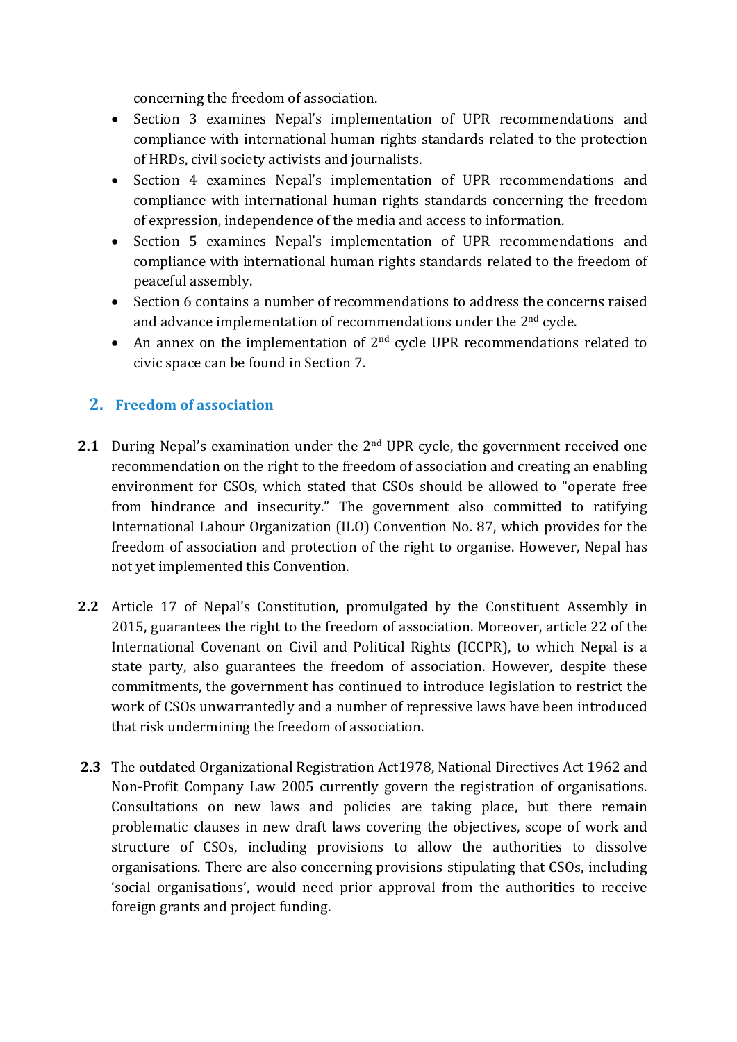concerning the freedom of association.

- Section 3 examines Nepal's implementation of UPR recommendations and compliance with international human rights standards related to the protection of HRDs, civil society activists and journalists.
- Section 4 examines Nepal's implementation of UPR recommendations and compliance with international human rights standards concerning the freedom of expression, independence of the media and access to information.
- Section 5 examines Nepal's implementation of UPR recommendations and compliance with international human rights standards related to the freedom of peaceful assembly.
- Section 6 contains a number of recommendations to address the concerns raised and advance implementation of recommendations under the 2nd cycle.
- An annex on the implementation of 2nd cycle UPR recommendations related to civic space can be found in Section 7.

## 2. Freedom of association

**2.1** During Nepal's examination under the 2nd UPR cycle, the government received one recommendation on the right to the freedom of association and creating an enabling environment for CSOs, which stated that CSOs should be allowed to "operate free from hindrance and insecurity." The government also committed to ratifying International Labour Organization (ILO) Convention No. 87, which provides for the freedom of association and protection of the right to organise. However, Nepal has not yet implemented this Convention.

**2.2** Article 17 of Nepal's Constitution, promulgated by the Constituent Assembly in 2015, guarantees the right to the freedom of association. Moreover, article 22 of the International Covenant on Civil and Political Rights (ICCPR), to which Nepal is a state party, also guarantees the freedom of association. However, despite these commitments, the government has continued to introduce legislation to restrict the work of CSOs unwarrantedly and a number of repressive laws have been introduced that risk undermining the freedom of association.

**2.3** The outdated Organizational Registration Act1978, National Directives Act 1962 and Non-Profit Company Law 2005 currently govern the registration of organisations. Consultations on new laws and policies are taking place, but there remain problematic clauses in new draft laws covering the objectives, scope of work and structure of CSOs, including provisions to allow the authorities to dissolve organisations. There are also concerning provisions stipulating that CSOs, including 'social organisations', would need prior approval from the authorities to receive foreign grants and project funding.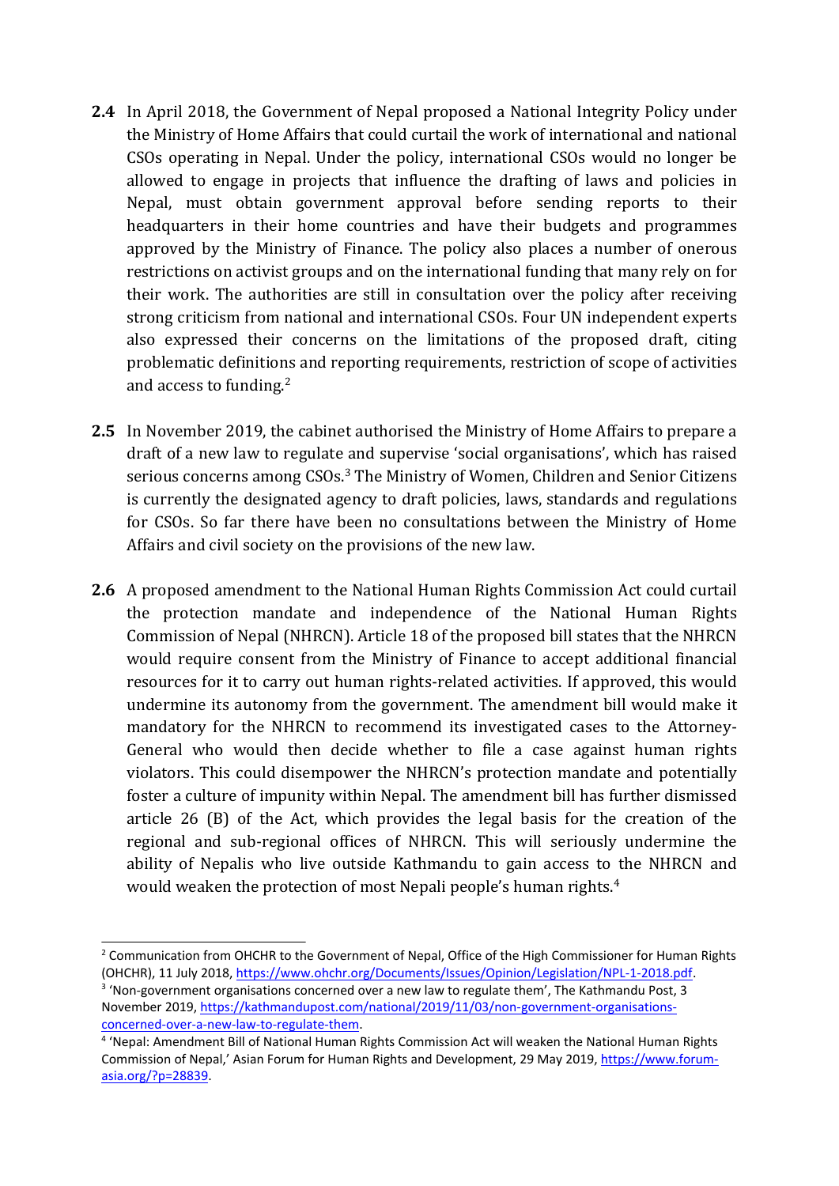**2.4** In April 2018, the Government of Nepal proposed a National Integrity Policy under the Ministry of Home Affairs that could curtail the work of international and national CSOs operating in Nepal. Under the policy, international CSOs would no longer be allowed to engage in projects that influence the drafting of laws and policies in Nepal, must obtain government approval before sending reports to their headquarters in their home countries and have their budgets and programmes approved by the Ministry of Finance. The policy also places a number of onerous restrictions on activist groups and on the international funding that many rely on for their work. The authorities are still in consultation over the policy after receiving strong criticism from national and international CSOs. Four UN independent experts also expressed their concerns on the limitations of the proposed draft, citing problematic definitions and reporting requirements, restriction of scope of activities and access to funding.[2]

**2.5** In November 2019, the cabinet authorised the Ministry of Home Affairs to prepare a draft of a new law to regulate and supervise 'social organisations', which has raised serious concerns among CSOs.[3] The Ministry of Women, Children and Senior Citizens is currently the designated agency to draft policies, laws, standards and regulations for CSOs. So far there have been no consultations between the Ministry of Home Affairs and civil society on the provisions of the new law.

**2.6** A proposed amendment to the National Human Rights Commission Act could curtail the protection mandate and independence of the National Human Rights Commission of Nepal (NHRCN). Article 18 of the proposed bill states that the NHRCN would require consent from the Ministry of Finance to accept additional financial resources for it to carry out human rights-related activities. If approved, this would undermine its autonomy from the government. The amendment bill would make it mandatory for the NHRCN to recommend its investigated cases to the Attorney-General who would then decide whether to file a case against human rights violators. This could disempower the NHRCN's protection mandate and potentially foster a culture of impunity within Nepal. The amendment bill has further dismissed article 26 (B) of the Act, which provides the legal basis for the creation of the regional and sub-regional offices of NHRCN. This will seriously undermine the ability of Nepalis who live outside Kathmandu to gain access to the NHRCN and would weaken the protection of most Nepali people's human rights.[4]

---

[2] Communication from OHCHR to the Government of Nepal, Office of the High Commissioner for Human Rights (OHCHR), 11 July 2018, https://www.ohchr.org/Documents/Issues/Opinion/Legislation/NPL-1-2018.pdf.

[3] 'Non-government organisations concerned over a new law to regulate them', The Kathmandu Post, 3 November 2019, https://kathmandupost.com/national/2019/11/03/non-government-organisations-concerned-over-a-new-law-to-regulate-them.

[4] 'Nepal: Amendment Bill of National Human Rights Commission Act will weaken the National Human Rights Commission of Nepal,' Asian Forum for Human Rights and Development, 29 May 2019, https://www.forum-asia.org/?p=28839.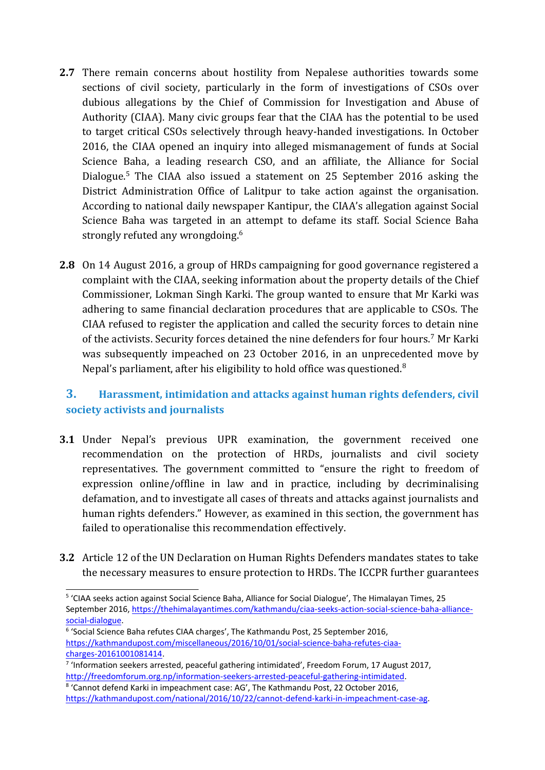**2.7** There remain concerns about hostility from Nepalese authorities towards some sections of civil society, particularly in the form of investigations of CSOs over dubious allegations by the Chief of Commission for Investigation and Abuse of Authority (CIAA). Many civic groups fear that the CIAA has the potential to be used to target critical CSOs selectively through heavy-handed investigations. In October 2016, the CIAA opened an inquiry into alleged mismanagement of funds at Social Science Baha, a leading research CSO, and an affiliate, the Alliance for Social Dialogue.[5] The CIAA also issued a statement on 25 September 2016 asking the District Administration Office of Lalitpur to take action against the organisation. According to national daily newspaper Kantipur, the CIAA's allegation against Social Science Baha was targeted in an attempt to defame its staff. Social Science Baha strongly refuted any wrongdoing.[6]

**2.8** On 14 August 2016, a group of HRDs campaigning for good governance registered a complaint with the CIAA, seeking information about the property details of the Chief Commissioner, Lokman Singh Karki. The group wanted to ensure that Mr Karki was adhering to same financial declaration procedures that are applicable to CSOs. The CIAA refused to register the application and called the security forces to detain nine of the activists. Security forces detained the nine defenders for four hours.[7] Mr Karki was subsequently impeached on 23 October 2016, in an unprecedented move by Nepal's parliament, after his eligibility to hold office was questioned.[8]

## 3. Harassment, intimidation and attacks against human rights defenders, civil society activists and journalists

**3.1** Under Nepal's previous UPR examination, the government received one recommendation on the protection of HRDs, journalists and civil society representatives. The government committed to "ensure the right to freedom of expression online/offline in law and in practice, including by decriminalising defamation, and to investigate all cases of threats and attacks against journalists and human rights defenders." However, as examined in this section, the government has failed to operationalise this recommendation effectively.

**3.2** Article 12 of the UN Declaration on Human Rights Defenders mandates states to take the necessary measures to ensure protection to HRDs. The ICCPR further guarantees

---

[5] 'CIAA seeks action against Social Science Baha, Alliance for Social Dialogue', The Himalayan Times, 25 September 2016, https://thehimalayantimes.com/kathmandu/ciaa-seeks-action-social-science-baha-alliance-social-dialogue.

[6] 'Social Science Baha refutes CIAA charges', The Kathmandu Post, 25 September 2016, https://kathmandupost.com/miscellaneous/2016/10/01/social-science-baha-refutes-ciaa-charges-20161001081414.

[7] 'Information seekers arrested, peaceful gathering intimidated', Freedom Forum, 17 August 2017, http://freedomforum.org.np/information-seekers-arrested-peaceful-gathering-intimidated.

[8] 'Cannot defend Karki in impeachment case: AG', The Kathmandu Post, 22 October 2016, https://kathmandupost.com/national/2016/10/22/cannot-defend-karki-in-impeachment-case-ag.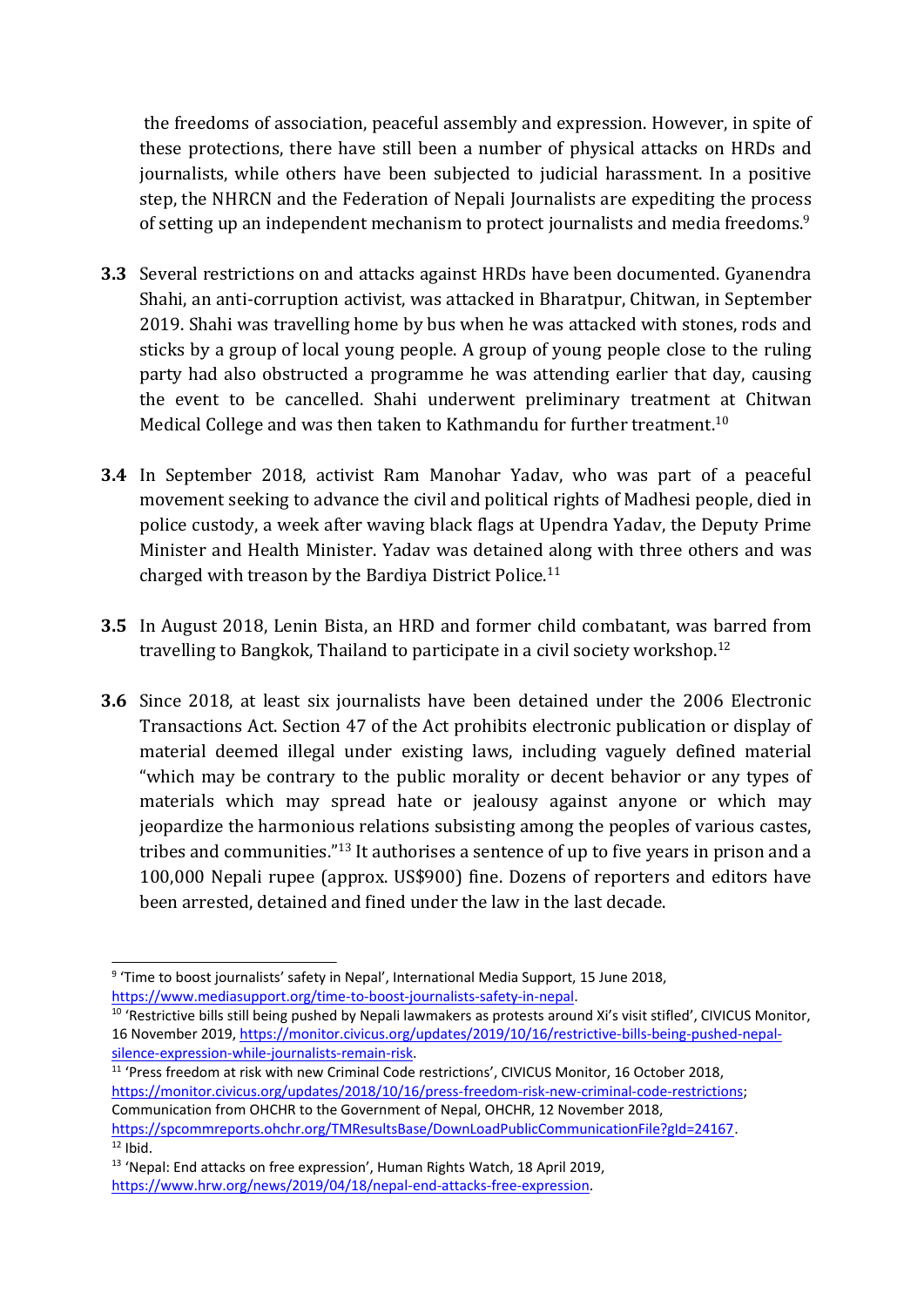the freedoms of association, peaceful assembly and expression. However, in spite of these protections, there have still been a number of physical attacks on HRDs and journalists, while others have been subjected to judicial harassment. In a positive step, the NHRCN and the Federation of Nepali Journalists are expediting the process of setting up an independent mechanism to protect journalists and media freedoms.[9]

**3.3** Several restrictions on and attacks against HRDs have been documented. Gyanendra Shahi, an anti-corruption activist, was attacked in Bharatpur, Chitwan, in September 2019. Shahi was travelling home by bus when he was attacked with stones, rods and sticks by a group of local young people. A group of young people close to the ruling party had also obstructed a programme he was attending earlier that day, causing the event to be cancelled. Shahi underwent preliminary treatment at Chitwan Medical College and was then taken to Kathmandu for further treatment.[10]

**3.4** In September 2018, activist Ram Manohar Yadav, who was part of a peaceful movement seeking to advance the civil and political rights of Madhesi people, died in police custody, a week after waving black flags at Upendra Yadav, the Deputy Prime Minister and Health Minister. Yadav was detained along with three others and was charged with treason by the Bardiya District Police.[11]

**3.5** In August 2018, Lenin Bista, an HRD and former child combatant, was barred from travelling to Bangkok, Thailand to participate in a civil society workshop.[12]

**3.6** Since 2018, at least six journalists have been detained under the 2006 Electronic Transactions Act. Section 47 of the Act prohibits electronic publication or display of material deemed illegal under existing laws, including vaguely defined material "which may be contrary to the public morality or decent behavior or any types of materials which may spread hate or jealousy against anyone or which may jeopardize the harmonious relations subsisting among the peoples of various castes, tribes and communities."[13] It authorises a sentence of up to five years in prison and a 100,000 Nepali rupee (approx. US$900) fine. Dozens of reporters and editors have been arrested, detained and fined under the law in the last decade.

---

[9] 'Time to boost journalists' safety in Nepal', International Media Support, 15 June 2018, https://www.mediasupport.org/time-to-boost-journalists-safety-in-nepal.

[10] 'Restrictive bills still being pushed by Nepali lawmakers as protests around Xi's visit stifled', CIVICUS Monitor, 16 November 2019, https://monitor.civicus.org/updates/2019/10/16/restrictive-bills-being-pushed-nepal-silence-expression-while-journalists-remain-risk.

[11] 'Press freedom at risk with new Criminal Code restrictions', CIVICUS Monitor, 16 October 2018, https://monitor.civicus.org/updates/2018/10/16/press-freedom-risk-new-criminal-code-restrictions; Communication from OHCHR to the Government of Nepal, OHCHR, 12 November 2018, https://spcommreports.ohchr.org/TMResultsBase/DownLoadPublicCommunicationFile?gId=24167.

[12] Ibid.

[13] 'Nepal: End attacks on free expression', Human Rights Watch, 18 April 2019, https://www.hrw.org/news/2019/04/18/nepal-end-attacks-free-expression.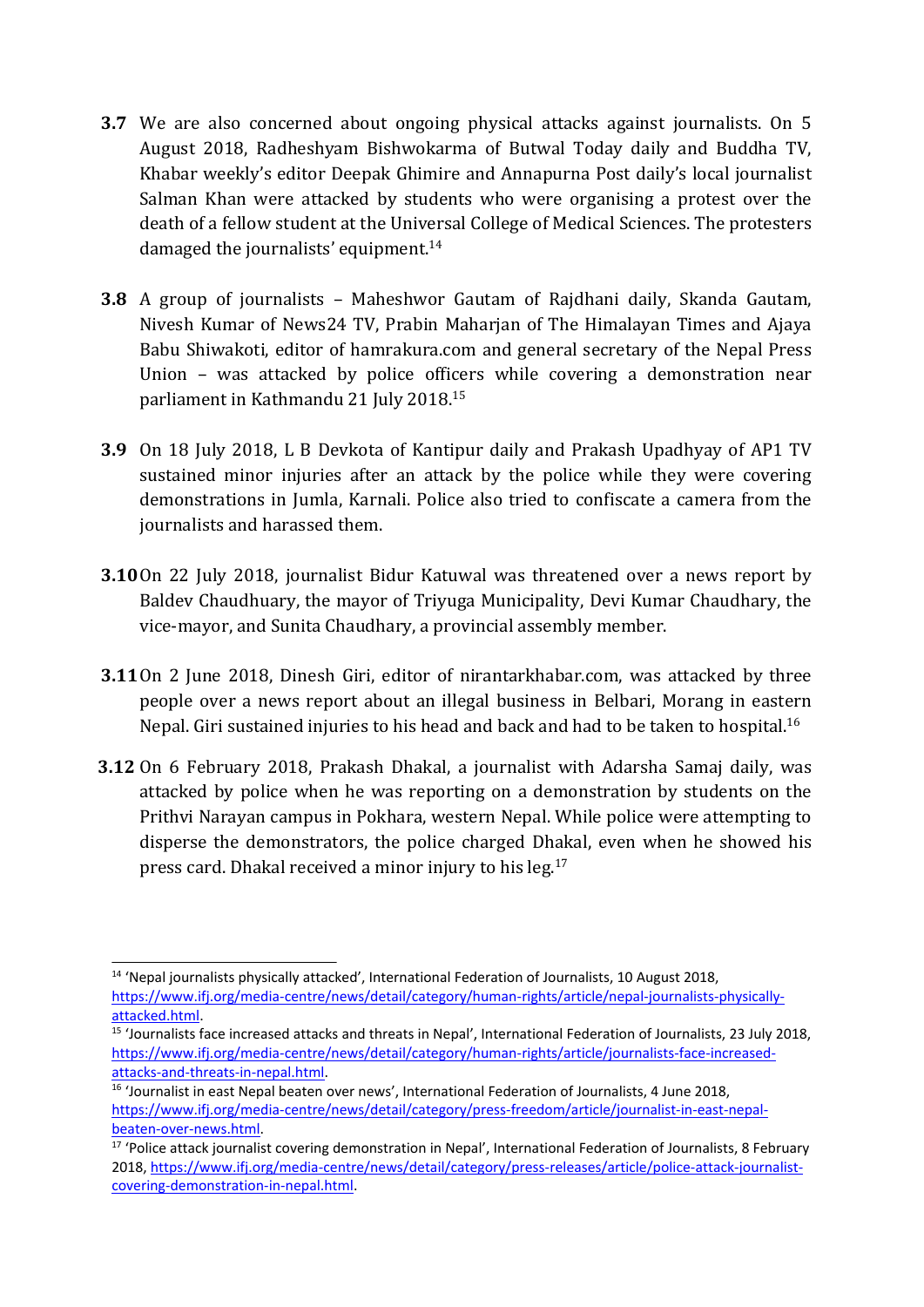**3.7** We are also concerned about ongoing physical attacks against journalists. On 5 August 2018, Radheshyam Bishwokarma of Butwal Today daily and Buddha TV, Khabar weekly's editor Deepak Ghimire and Annapurna Post daily's local journalist Salman Khan were attacked by students who were organising a protest over the death of a fellow student at the Universal College of Medical Sciences. The protesters damaged the journalists' equipment.[14]

**3.8** A group of journalists – Maheshwor Gautam of Rajdhani daily, Skanda Gautam, Nivesh Kumar of News24 TV, Prabin Maharjan of The Himalayan Times and Ajaya Babu Shiwakoti, editor of hamrakura.com and general secretary of the Nepal Press Union – was attacked by police officers while covering a demonstration near parliament in Kathmandu 21 July 2018.[15]

**3.9** On 18 July 2018, L B Devkota of Kantipur daily and Prakash Upadhyay of AP1 TV sustained minor injuries after an attack by the police while they were covering demonstrations in Jumla, Karnali. Police also tried to confiscate a camera from the journalists and harassed them.

**3.10** On 22 July 2018, journalist Bidur Katuwal was threatened over a news report by Baldev Chaudhuary, the mayor of Triyuga Municipality, Devi Kumar Chaudhary, the vice-mayor, and Sunita Chaudhary, a provincial assembly member.

**3.11** On 2 June 2018, Dinesh Giri, editor of nirantarkhabar.com, was attacked by three people over a news report about an illegal business in Belbari, Morang in eastern Nepal. Giri sustained injuries to his head and back and had to be taken to hospital.[16]

**3.12** On 6 February 2018, Prakash Dhakal, a journalist with Adarsha Samaj daily, was attacked by police when he was reporting on a demonstration by students on the Prithvi Narayan campus in Pokhara, western Nepal. While police were attempting to disperse the demonstrators, the police charged Dhakal, even when he showed his press card. Dhakal received a minor injury to his leg.[17]

---

[14] 'Nepal journalists physically attacked', International Federation of Journalists, 10 August 2018, https://www.ifj.org/media-centre/news/detail/category/human-rights/article/nepal-journalists-physically-attacked.html.

[15] 'Journalists face increased attacks and threats in Nepal', International Federation of Journalists, 23 July 2018, https://www.ifj.org/media-centre/news/detail/category/human-rights/article/journalists-face-increased-attacks-and-threats-in-nepal.html.

[16] 'Journalist in east Nepal beaten over news', International Federation of Journalists, 4 June 2018, https://www.ifj.org/media-centre/news/detail/category/press-freedom/article/journalist-in-east-nepal-beaten-over-news.html.

[17] 'Police attack journalist covering demonstration in Nepal', International Federation of Journalists, 8 February 2018, https://www.ifj.org/media-centre/news/detail/category/press-releases/article/police-attack-journalist-covering-demonstration-in-nepal.html.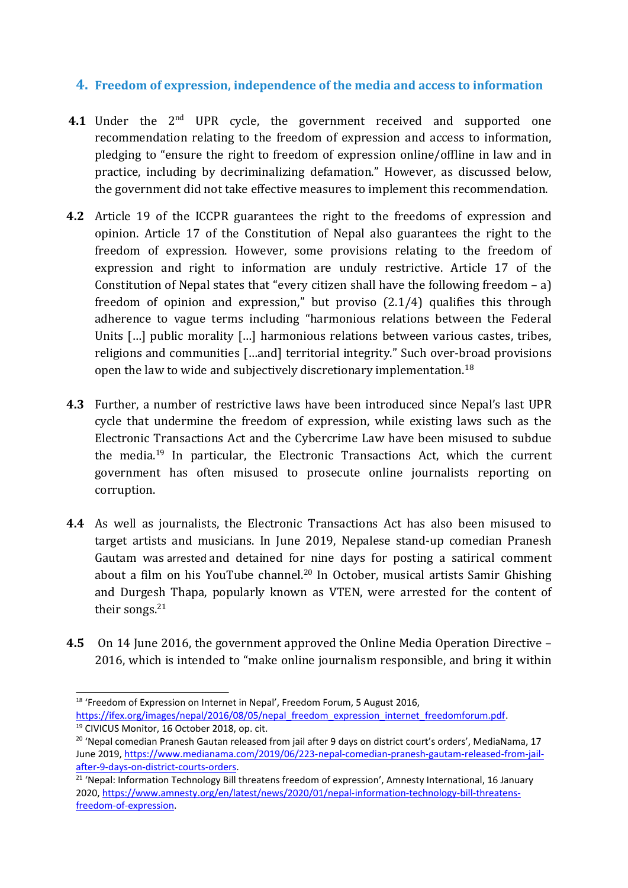## 4. Freedom of expression, independence of the media and access to information

**4.1** Under the 2nd UPR cycle, the government received and supported one recommendation relating to the freedom of expression and access to information, pledging to "ensure the right to freedom of expression online/offline in law and in practice, including by decriminalizing defamation." However, as discussed below, the government did not take effective measures to implement this recommendation.

**4.2** Article 19 of the ICCPR guarantees the right to the freedoms of expression and opinion. Article 17 of the Constitution of Nepal also guarantees the right to the freedom of expression. However, some provisions relating to the freedom of expression and right to information are unduly restrictive. Article 17 of the Constitution of Nepal states that "every citizen shall have the following freedom – a) freedom of opinion and expression," but proviso (2.1/4) qualifies this through adherence to vague terms including "harmonious relations between the Federal Units […] public morality […] harmonious relations between various castes, tribes, religions and communities […and] territorial integrity." Such over-broad provisions open the law to wide and subjectively discretionary implementation.[18]

**4.3** Further, a number of restrictive laws have been introduced since Nepal's last UPR cycle that undermine the freedom of expression, while existing laws such as the Electronic Transactions Act and the Cybercrime Law have been misused to subdue the media.[19] In particular, the Electronic Transactions Act, which the current government has often misused to prosecute online journalists reporting on corruption.

**4.4** As well as journalists, the Electronic Transactions Act has also been misused to target artists and musicians. In June 2019, Nepalese stand-up comedian Pranesh Gautam was arrested and detained for nine days for posting a satirical comment about a film on his YouTube channel.[20] In October, musical artists Samir Ghishing and Durgesh Thapa, popularly known as VTEN, were arrested for the content of their songs.[21]

**4.5** On 14 June 2016, the government approved the Online Media Operation Directive – 2016, which is intended to "make online journalism responsible, and bring it within

---

[18] 'Freedom of Expression on Internet in Nepal', Freedom Forum, 5 August 2016, https://ifex.org/images/nepal/2016/08/05/nepal_freedom_expression_internet_freedomforum.pdf.

[19] CIVICUS Monitor, 16 October 2018, op. cit.

[20] 'Nepal comedian Pranesh Gautan released from jail after 9 days on district court's orders', MediaNama, 17 June 2019, https://www.medianama.com/2019/06/223-nepal-comedian-pranesh-gautam-released-from-jail-after-9-days-on-district-courts-orders.

[21] 'Nepal: Information Technology Bill threatens freedom of expression', Amnesty International, 16 January 2020, https://www.amnesty.org/en/latest/news/2020/01/nepal-information-technology-bill-threatens-freedom-of-expression.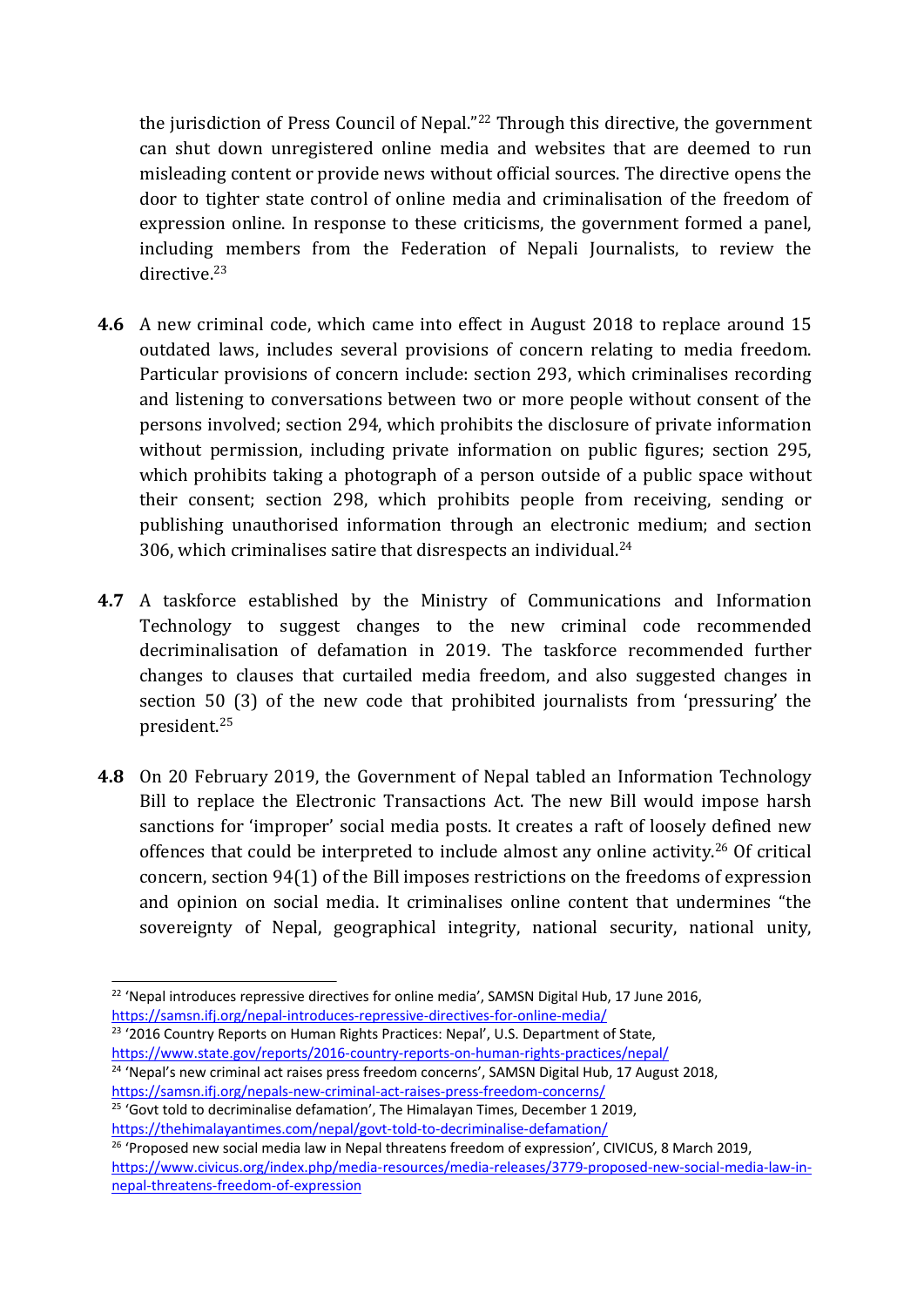the jurisdiction of Press Council of Nepal."[22] Through this directive, the government can shut down unregistered online media and websites that are deemed to run misleading content or provide news without official sources. The directive opens the door to tighter state control of online media and criminalisation of the freedom of expression online. In response to these criticisms, the government formed a panel, including members from the Federation of Nepali Journalists, to review the directive.[23]

**4.6** A new criminal code, which came into effect in August 2018 to replace around 15 outdated laws, includes several provisions of concern relating to media freedom. Particular provisions of concern include: section 293, which criminalises recording and listening to conversations between two or more people without consent of the persons involved; section 294, which prohibits the disclosure of private information without permission, including private information on public figures; section 295, which prohibits taking a photograph of a person outside of a public space without their consent; section 298, which prohibits people from receiving, sending or publishing unauthorised information through an electronic medium; and section 306, which criminalises satire that disrespects an individual.[24]

**4.7** A taskforce established by the Ministry of Communications and Information Technology to suggest changes to the new criminal code recommended decriminalisation of defamation in 2019. The taskforce recommended further changes to clauses that curtailed media freedom, and also suggested changes in section 50 (3) of the new code that prohibited journalists from 'pressuring' the president.[25]

**4.8** On 20 February 2019, the Government of Nepal tabled an Information Technology Bill to replace the Electronic Transactions Act. The new Bill would impose harsh sanctions for 'improper' social media posts. It creates a raft of loosely defined new offences that could be interpreted to include almost any online activity.[26] Of critical concern, section 94(1) of the Bill imposes restrictions on the freedoms of expression and opinion on social media. It criminalises online content that undermines "the sovereignty of Nepal, geographical integrity, national security, national unity,

---

[22] 'Nepal introduces repressive directives for online media', SAMSN Digital Hub, 17 June 2016, https://samsn.ifj.org/nepal-introduces-repressive-directives-for-online-media/

[23] '2016 Country Reports on Human Rights Practices: Nepal', U.S. Department of State, https://www.state.gov/reports/2016-country-reports-on-human-rights-practices/nepal/

[24] 'Nepal's new criminal act raises press freedom concerns', SAMSN Digital Hub, 17 August 2018, https://samsn.ifj.org/nepals-new-criminal-act-raises-press-freedom-concerns/

[25] 'Govt told to decriminalise defamation', The Himalayan Times, December 1 2019, https://thehimalayantimes.com/nepal/govt-told-to-decriminalise-defamation/

[26] 'Proposed new social media law in Nepal threatens freedom of expression', CIVICUS, 8 March 2019, https://www.civicus.org/index.php/media-resources/media-releases/3779-proposed-new-social-media-law-in-nepal-threatens-freedom-of-expression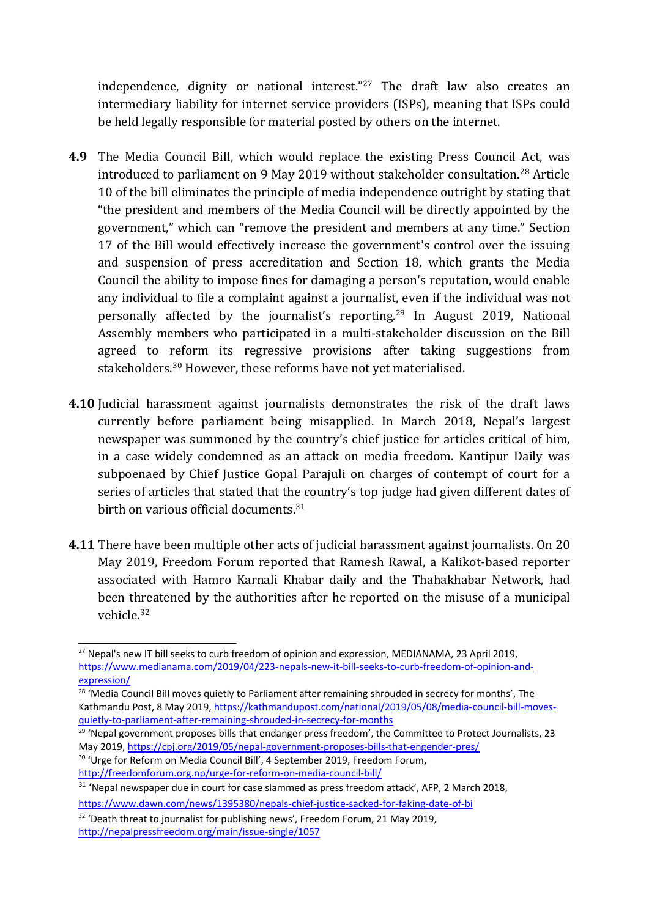independence, dignity or national interest."[27] The draft law also creates an intermediary liability for internet service providers (ISPs), meaning that ISPs could be held legally responsible for material posted by others on the internet.

**4.9** The Media Council Bill, which would replace the existing Press Council Act, was introduced to parliament on 9 May 2019 without stakeholder consultation.[28] Article 10 of the bill eliminates the principle of media independence outright by stating that "the president and members of the Media Council will be directly appointed by the government," which can "remove the president and members at any time." Section 17 of the Bill would effectively increase the government's control over the issuing and suspension of press accreditation and Section 18, which grants the Media Council the ability to impose fines for damaging a person's reputation, would enable any individual to file a complaint against a journalist, even if the individual was not personally affected by the journalist's reporting.[29] In August 2019, National Assembly members who participated in a multi-stakeholder discussion on the Bill agreed to reform its regressive provisions after taking suggestions from stakeholders.[30] However, these reforms have not yet materialised.

**4.10** Judicial harassment against journalists demonstrates the risk of the draft laws currently before parliament being misapplied. In March 2018, Nepal's largest newspaper was summoned by the country's chief justice for articles critical of him, in a case widely condemned as an attack on media freedom. Kantipur Daily was subpoenaed by Chief Justice Gopal Parajuli on charges of contempt of court for a series of articles that stated that the country's top judge had given different dates of birth on various official documents.[31]

**4.11** There have been multiple other acts of judicial harassment against journalists. On 20 May 2019, Freedom Forum reported that Ramesh Rawal, a Kalikot-based reporter associated with Hamro Karnali Khabar daily and the Thahakhabar Network, had been threatened by the authorities after he reported on the misuse of a municipal vehicle.[32]

---

[27] Nepal's new IT bill seeks to curb freedom of opinion and expression, MEDIANAMA, 23 April 2019, https://www.medianama.com/2019/04/223-nepals-new-it-bill-seeks-to-curb-freedom-of-opinion-and-expression/

[28] 'Media Council Bill moves quietly to Parliament after remaining shrouded in secrecy for months', The Kathmandu Post, 8 May 2019, https://kathmandupost.com/national/2019/05/08/media-council-bill-moves-quietly-to-parliament-after-remaining-shrouded-in-secrecy-for-months

[29] 'Nepal government proposes bills that endanger press freedom', the Committee to Protect Journalists, 23 May 2019, https://cpj.org/2019/05/nepal-government-proposes-bills-that-engender-pres/

[30] 'Urge for Reform on Media Council Bill', 4 September 2019, Freedom Forum, http://freedomforum.org.np/urge-for-reform-on-media-council-bill/

[31] 'Nepal newspaper due in court for case slammed as press freedom attack', AFP, 2 March 2018, https://www.dawn.com/news/1395380/nepals-chief-justice-sacked-for-faking-date-of-bi

[32] 'Death threat to journalist for publishing news', Freedom Forum, 21 May 2019, http://nepalpressfreedom.org/main/issue-single/1057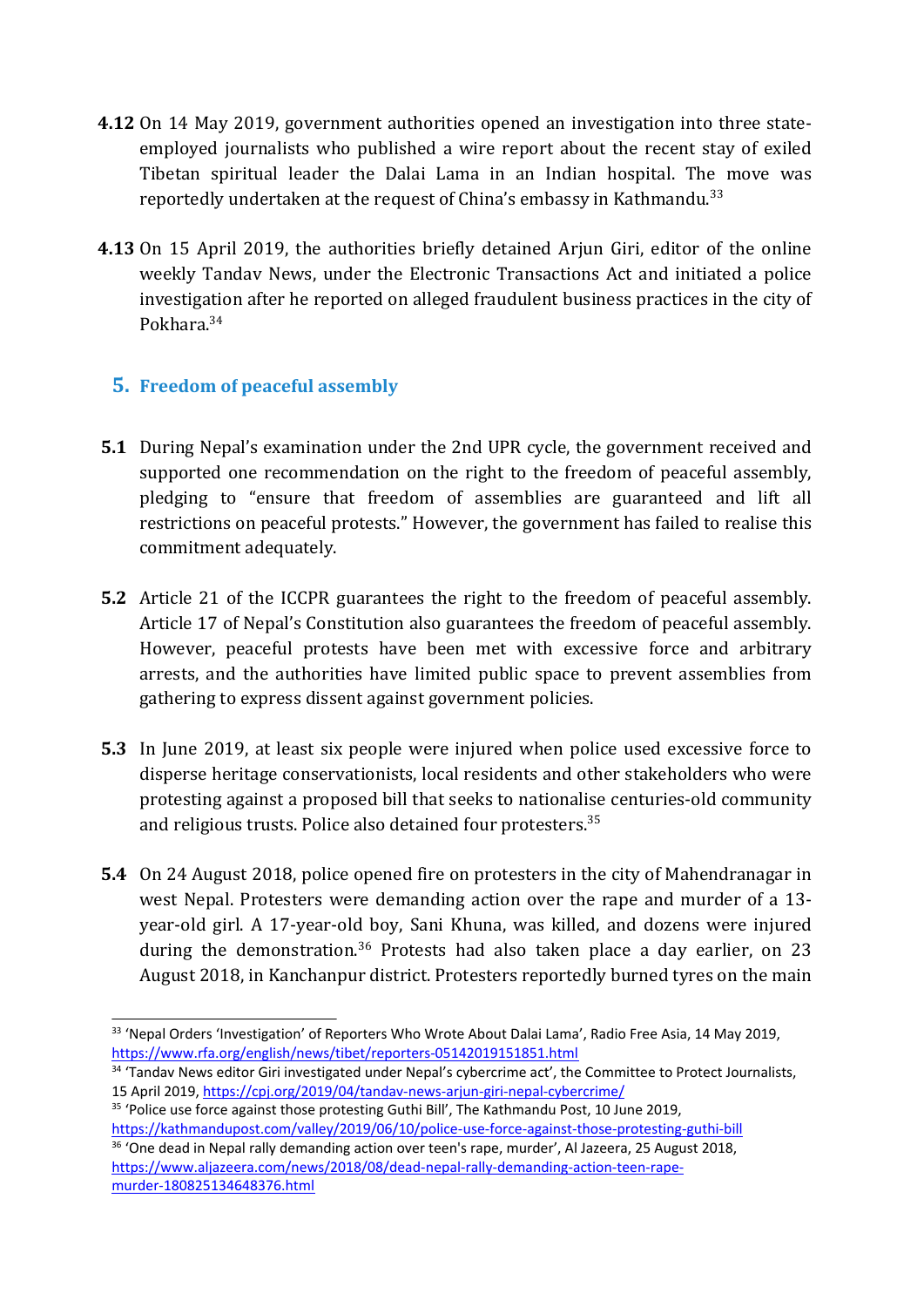**4.12** On 14 May 2019, government authorities opened an investigation into three state-employed journalists who published a wire report about the recent stay of exiled Tibetan spiritual leader the Dalai Lama in an Indian hospital. The move was reportedly undertaken at the request of China's embassy in Kathmandu.[33]

**4.13** On 15 April 2019, the authorities briefly detained Arjun Giri, editor of the online weekly Tandav News, under the Electronic Transactions Act and initiated a police investigation after he reported on alleged fraudulent business practices in the city of Pokhara.[34]

## 5. Freedom of peaceful assembly

**5.1** During Nepal's examination under the 2nd UPR cycle, the government received and supported one recommendation on the right to the freedom of peaceful assembly, pledging to "ensure that freedom of assemblies are guaranteed and lift all restrictions on peaceful protests." However, the government has failed to realise this commitment adequately.

**5.2** Article 21 of the ICCPR guarantees the right to the freedom of peaceful assembly. Article 17 of Nepal's Constitution also guarantees the freedom of peaceful assembly. However, peaceful protests have been met with excessive force and arbitrary arrests, and the authorities have limited public space to prevent assemblies from gathering to express dissent against government policies.

**5.3** In June 2019, at least six people were injured when police used excessive force to disperse heritage conservationists, local residents and other stakeholders who were protesting against a proposed bill that seeks to nationalise centuries-old community and religious trusts. Police also detained four protesters.[35]

**5.4** On 24 August 2018, police opened fire on protesters in the city of Mahendranagar in west Nepal. Protesters were demanding action over the rape and murder of a 13-year-old girl. A 17-year-old boy, Sani Khuna, was killed, and dozens were injured during the demonstration.[36] Protests had also taken place a day earlier, on 23 August 2018, in Kanchanpur district. Protesters reportedly burned tyres on the main

---

[33] 'Nepal Orders 'Investigation' of Reporters Who Wrote About Dalai Lama', Radio Free Asia, 14 May 2019, https://www.rfa.org/english/news/tibet/reporters-05142019151851.html

[34] 'Tandav News editor Giri investigated under Nepal's cybercrime act', the Committee to Protect Journalists, 15 April 2019, https://cpj.org/2019/04/tandav-news-arjun-giri-nepal-cybercrime/

[35] 'Police use force against those protesting Guthi Bill', The Kathmandu Post, 10 June 2019, https://kathmandupost.com/valley/2019/06/10/police-use-force-against-those-protesting-guthi-bill

[36] 'One dead in Nepal rally demanding action over teen's rape, murder', Al Jazeera, 25 August 2018, https://www.aljazeera.com/news/2018/08/dead-nepal-rally-demanding-action-teen-rape-murder-180825134648376.html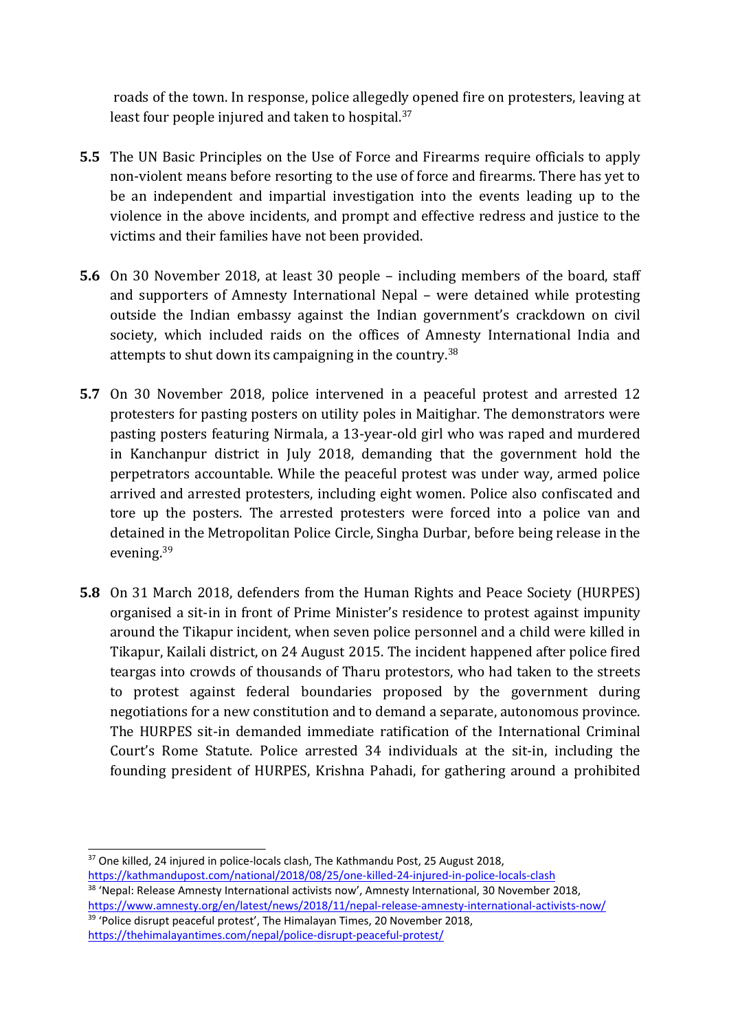roads of the town. In response, police allegedly opened fire on protesters, leaving at least four people injured and taken to hospital.[37]

**5.5** The UN Basic Principles on the Use of Force and Firearms require officials to apply non-violent means before resorting to the use of force and firearms. There has yet to be an independent and impartial investigation into the events leading up to the violence in the above incidents, and prompt and effective redress and justice to the victims and their families have not been provided.

**5.6** On 30 November 2018, at least 30 people – including members of the board, staff and supporters of Amnesty International Nepal – were detained while protesting outside the Indian embassy against the Indian government's crackdown on civil society, which included raids on the offices of Amnesty International India and attempts to shut down its campaigning in the country.[38]

**5.7** On 30 November 2018, police intervened in a peaceful protest and arrested 12 protesters for pasting posters on utility poles in Maitighar. The demonstrators were pasting posters featuring Nirmala, a 13-year-old girl who was raped and murdered in Kanchanpur district in July 2018, demanding that the government hold the perpetrators accountable. While the peaceful protest was under way, armed police arrived and arrested protesters, including eight women. Police also confiscated and tore up the posters. The arrested protesters were forced into a police van and detained in the Metropolitan Police Circle, Singha Durbar, before being release in the evening.[39]

**5.8** On 31 March 2018, defenders from the Human Rights and Peace Society (HURPES) organised a sit-in in front of Prime Minister's residence to protest against impunity around the Tikapur incident, when seven police personnel and a child were killed in Tikapur, Kailali district, on 24 August 2015. The incident happened after police fired teargas into crowds of thousands of Tharu protestors, who had taken to the streets to protest against federal boundaries proposed by the government during negotiations for a new constitution and to demand a separate, autonomous province. The HURPES sit-in demanded immediate ratification of the International Criminal Court's Rome Statute. Police arrested 34 individuals at the sit-in, including the founding president of HURPES, Krishna Pahadi, for gathering around a prohibited

---

[37] One killed, 24 injured in police-locals clash, The Kathmandu Post, 25 August 2018, https://kathmandupost.com/national/2018/08/25/one-killed-24-injured-in-police-locals-clash

[38] 'Nepal: Release Amnesty International activists now', Amnesty International, 30 November 2018, https://www.amnesty.org/en/latest/news/2018/11/nepal-release-amnesty-international-activists-now/

[39] 'Police disrupt peaceful protest', The Himalayan Times, 20 November 2018, https://thehimalayantimes.com/nepal/police-disrupt-peaceful-protest/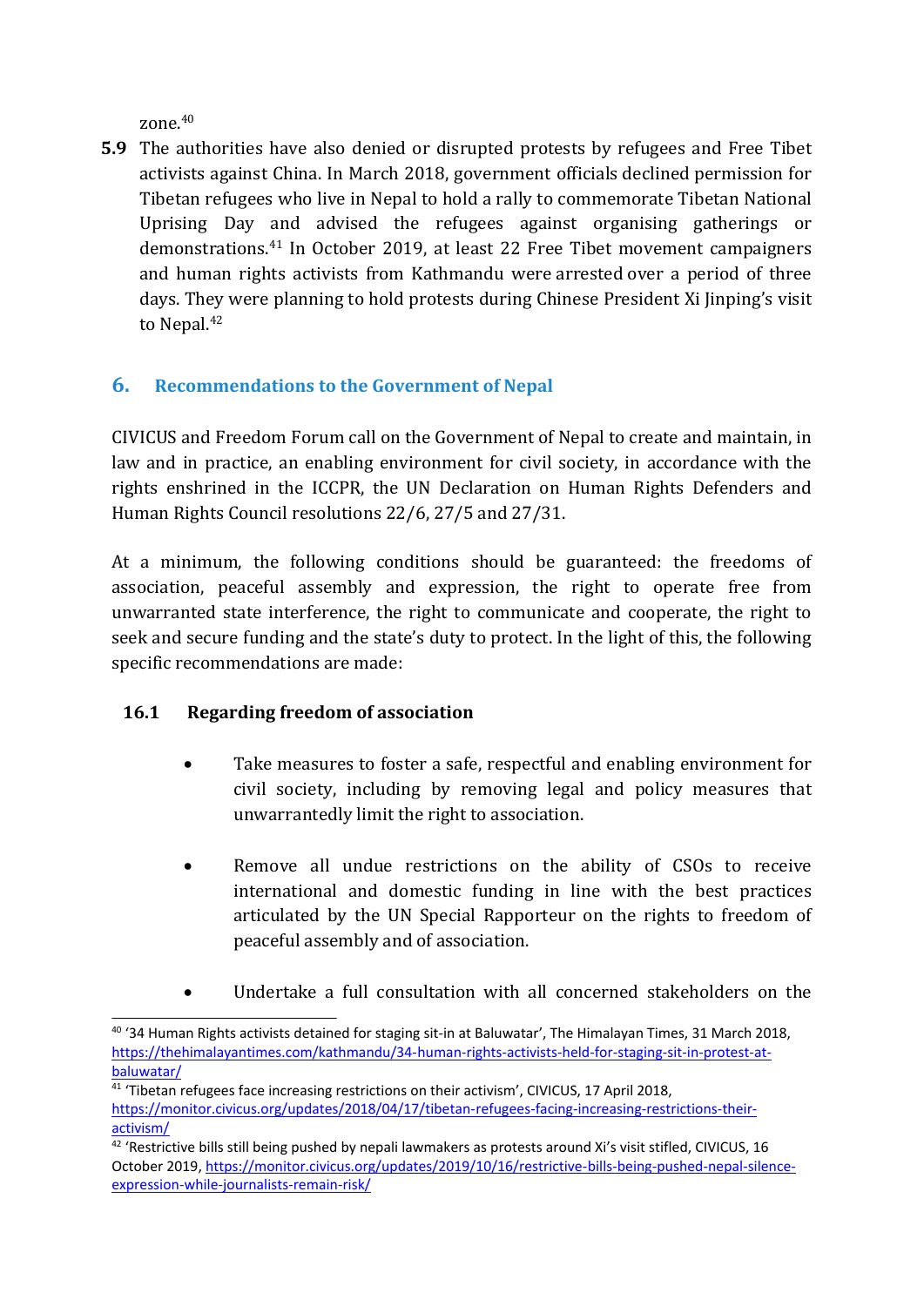zone.[40]

**5.9** The authorities have also denied or disrupted protests by refugees and Free Tibet activists against China. In March 2018, government officials declined permission for Tibetan refugees who live in Nepal to hold a rally to commemorate Tibetan National Uprising Day and advised the refugees against organising gatherings or demonstrations.[41] In October 2019, at least 22 Free Tibet movement campaigners and human rights activists from Kathmandu were arrested over a period of three days. They were planning to hold protests during Chinese President Xi Jinping's visit to Nepal.[42]

## 6. Recommendations to the Government of Nepal

CIVICUS and Freedom Forum call on the Government of Nepal to create and maintain, in law and in practice, an enabling environment for civil society, in accordance with the rights enshrined in the ICCPR, the UN Declaration on Human Rights Defenders and Human Rights Council resolutions 22/6, 27/5 and 27/31.

At a minimum, the following conditions should be guaranteed: the freedoms of association, peaceful assembly and expression, the right to operate free from unwarranted state interference, the right to communicate and cooperate, the right to seek and secure funding and the state's duty to protect. In the light of this, the following specific recommendations are made:

### 16.1 Regarding freedom of association

- Take measures to foster a safe, respectful and enabling environment for civil society, including by removing legal and policy measures that unwarrantedly limit the right to association.

- Remove all undue restrictions on the ability of CSOs to receive international and domestic funding in line with the best practices articulated by the UN Special Rapporteur on the rights to freedom of peaceful assembly and of association.

- Undertake a full consultation with all concerned stakeholders on the

---

[40] '34 Human Rights activists detained for staging sit-in at Baluwatar', The Himalayan Times, 31 March 2018, https://thehimalayantimes.com/kathmandu/34-human-rights-activists-held-for-staging-sit-in-protest-at-baluwatar/

[41] 'Tibetan refugees face increasing restrictions on their activism', CIVICUS, 17 April 2018, https://monitor.civicus.org/updates/2018/04/17/tibetan-refugees-facing-increasing-restrictions-their-activism/

[42] 'Restrictive bills still being pushed by nepali lawmakers as protests around Xi's visit stifled, CIVICUS, 16 October 2019, https://monitor.civicus.org/updates/2019/10/16/restrictive-bills-being-pushed-nepal-silence-expression-while-journalists-remain-risk/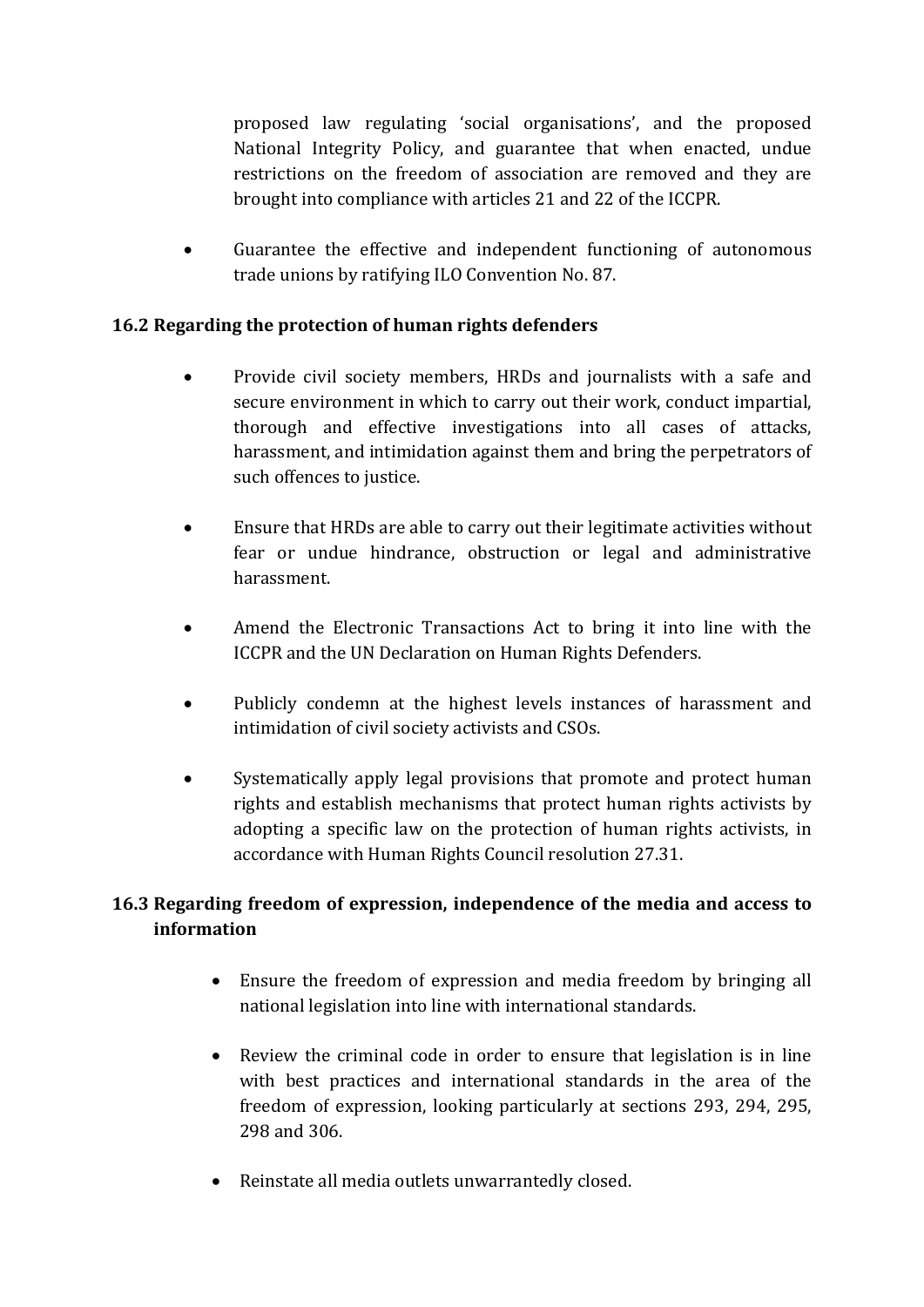proposed law regulating 'social organisations', and the proposed National Integrity Policy, and guarantee that when enacted, undue restrictions on the freedom of association are removed and they are brought into compliance with articles 21 and 22 of the ICCPR.

- Guarantee the effective and independent functioning of autonomous trade unions by ratifying ILO Convention No. 87.

### 16.2 Regarding the protection of human rights defenders

- Provide civil society members, HRDs and journalists with a safe and secure environment in which to carry out their work, conduct impartial, thorough and effective investigations into all cases of attacks, harassment, and intimidation against them and bring the perpetrators of such offences to justice.

- Ensure that HRDs are able to carry out their legitimate activities without fear or undue hindrance, obstruction or legal and administrative harassment.

- Amend the Electronic Transactions Act to bring it into line with the ICCPR and the UN Declaration on Human Rights Defenders.

- Publicly condemn at the highest levels instances of harassment and intimidation of civil society activists and CSOs.

- Systematically apply legal provisions that promote and protect human rights and establish mechanisms that protect human rights activists by adopting a specific law on the protection of human rights activists, in accordance with Human Rights Council resolution 27.31.

### 16.3 Regarding freedom of expression, independence of the media and access to information

- Ensure the freedom of expression and media freedom by bringing all national legislation into line with international standards.

- Review the criminal code in order to ensure that legislation is in line with best practices and international standards in the area of the freedom of expression, looking particularly at sections 293, 294, 295, 298 and 306.

- Reinstate all media outlets unwarrantedly closed.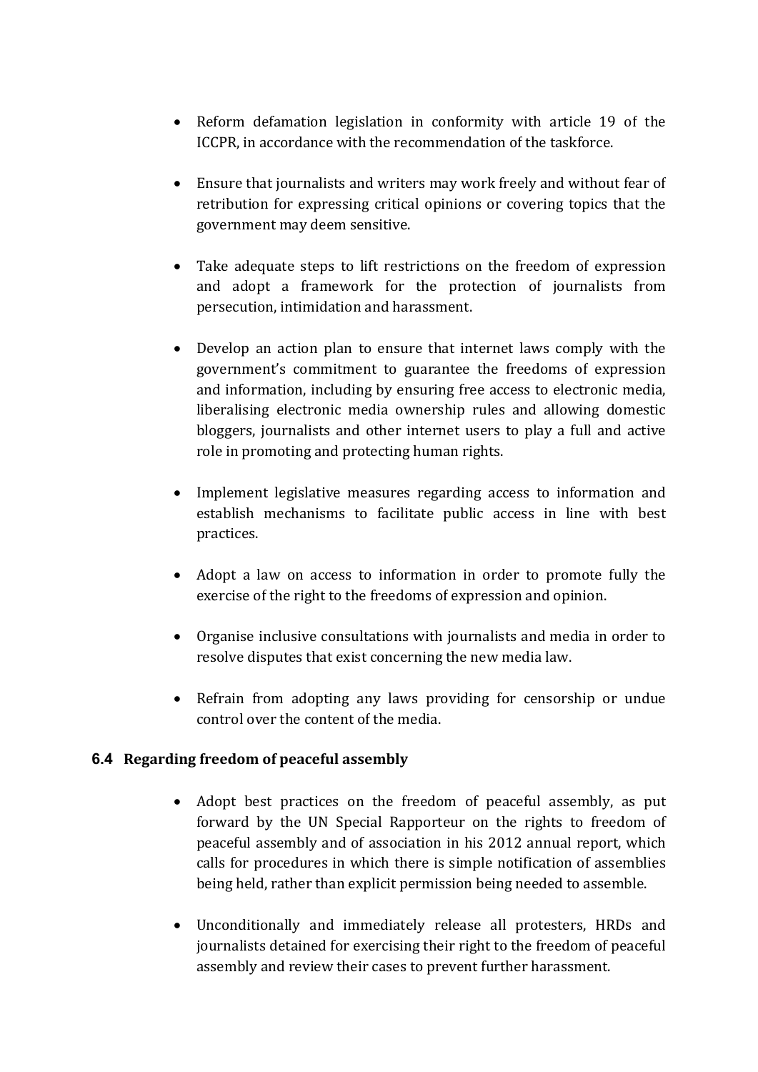- Reform defamation legislation in conformity with article 19 of the ICCPR, in accordance with the recommendation of the taskforce.

- Ensure that journalists and writers may work freely and without fear of retribution for expressing critical opinions or covering topics that the government may deem sensitive.

- Take adequate steps to lift restrictions on the freedom of expression and adopt a framework for the protection of journalists from persecution, intimidation and harassment.

- Develop an action plan to ensure that internet laws comply with the government's commitment to guarantee the freedoms of expression and information, including by ensuring free access to electronic media, liberalising electronic media ownership rules and allowing domestic bloggers, journalists and other internet users to play a full and active role in promoting and protecting human rights.

- Implement legislative measures regarding access to information and establish mechanisms to facilitate public access in line with best practices.

- Adopt a law on access to information in order to promote fully the exercise of the right to the freedoms of expression and opinion.

- Organise inclusive consultations with journalists and media in order to resolve disputes that exist concerning the new media law.

- Refrain from adopting any laws providing for censorship or undue control over the content of the media.

### 6.4 Regarding freedom of peaceful assembly

- Adopt best practices on the freedom of peaceful assembly, as put forward by the UN Special Rapporteur on the rights to freedom of peaceful assembly and of association in his 2012 annual report, which calls for procedures in which there is simple notification of assemblies being held, rather than explicit permission being needed to assemble.

- Unconditionally and immediately release all protesters, HRDs and journalists detained for exercising their right to the freedom of peaceful assembly and review their cases to prevent further harassment.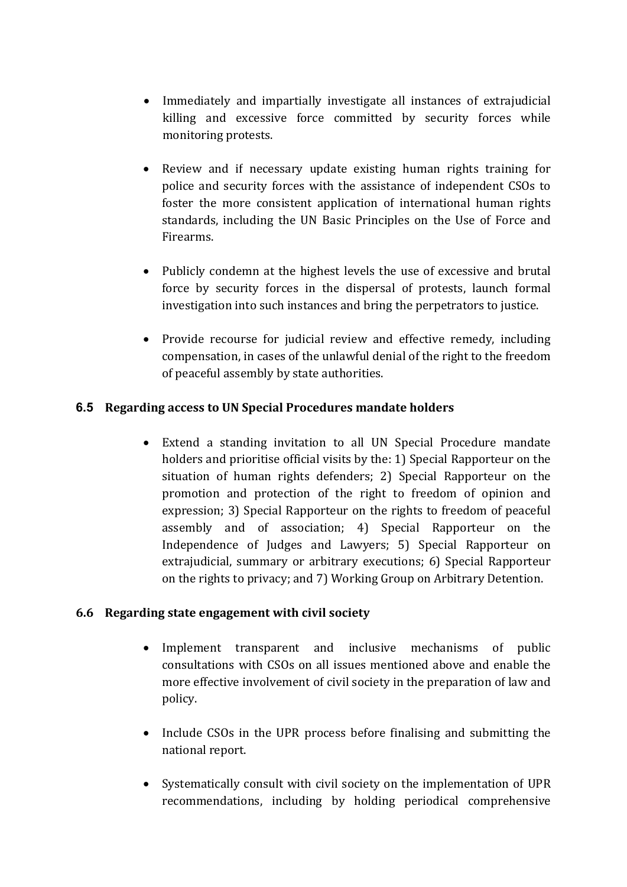- Immediately and impartially investigate all instances of extrajudicial killing and excessive force committed by security forces while monitoring protests.

- Review and if necessary update existing human rights training for police and security forces with the assistance of independent CSOs to foster the more consistent application of international human rights standards, including the UN Basic Principles on the Use of Force and Firearms.

- Publicly condemn at the highest levels the use of excessive and brutal force by security forces in the dispersal of protests, launch formal investigation into such instances and bring the perpetrators to justice.

- Provide recourse for judicial review and effective remedy, including compensation, in cases of the unlawful denial of the right to the freedom of peaceful assembly by state authorities.

### 6.5 Regarding access to UN Special Procedures mandate holders

- Extend a standing invitation to all UN Special Procedure mandate holders and prioritise official visits by the: 1) Special Rapporteur on the situation of human rights defenders; 2) Special Rapporteur on the promotion and protection of the right to freedom of opinion and expression; 3) Special Rapporteur on the rights to freedom of peaceful assembly and of association; 4) Special Rapporteur on the Independence of Judges and Lawyers; 5) Special Rapporteur on extrajudicial, summary or arbitrary executions; 6) Special Rapporteur on the rights to privacy; and 7) Working Group on Arbitrary Detention.

### 6.6 Regarding state engagement with civil society

- Implement transparent and inclusive mechanisms of public consultations with CSOs on all issues mentioned above and enable the more effective involvement of civil society in the preparation of law and policy.

- Include CSOs in the UPR process before finalising and submitting the national report.

- Systematically consult with civil society on the implementation of UPR recommendations, including by holding periodical comprehensive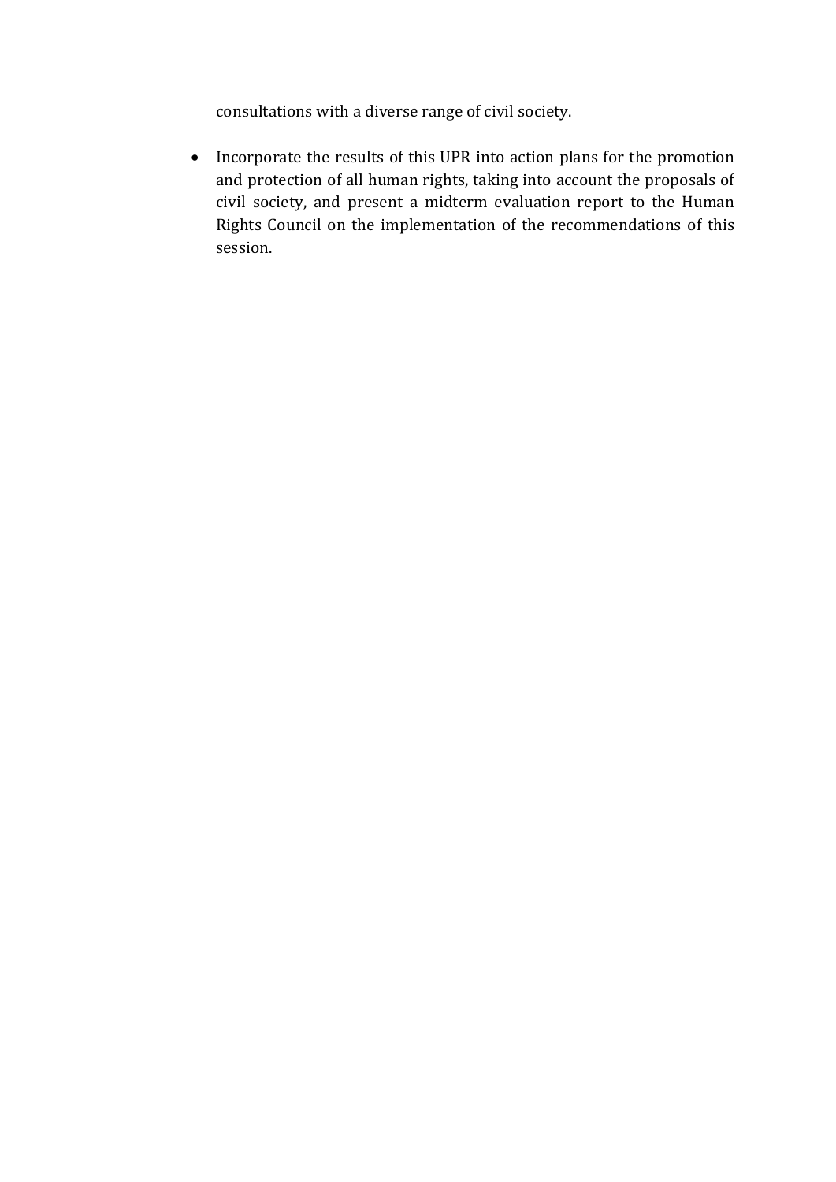consultations with a diverse range of civil society.

- Incorporate the results of this UPR into action plans for the promotion and protection of all human rights, taking into account the proposals of civil society, and present a midterm evaluation report to the Human Rights Council on the implementation of the recommendations of this session.